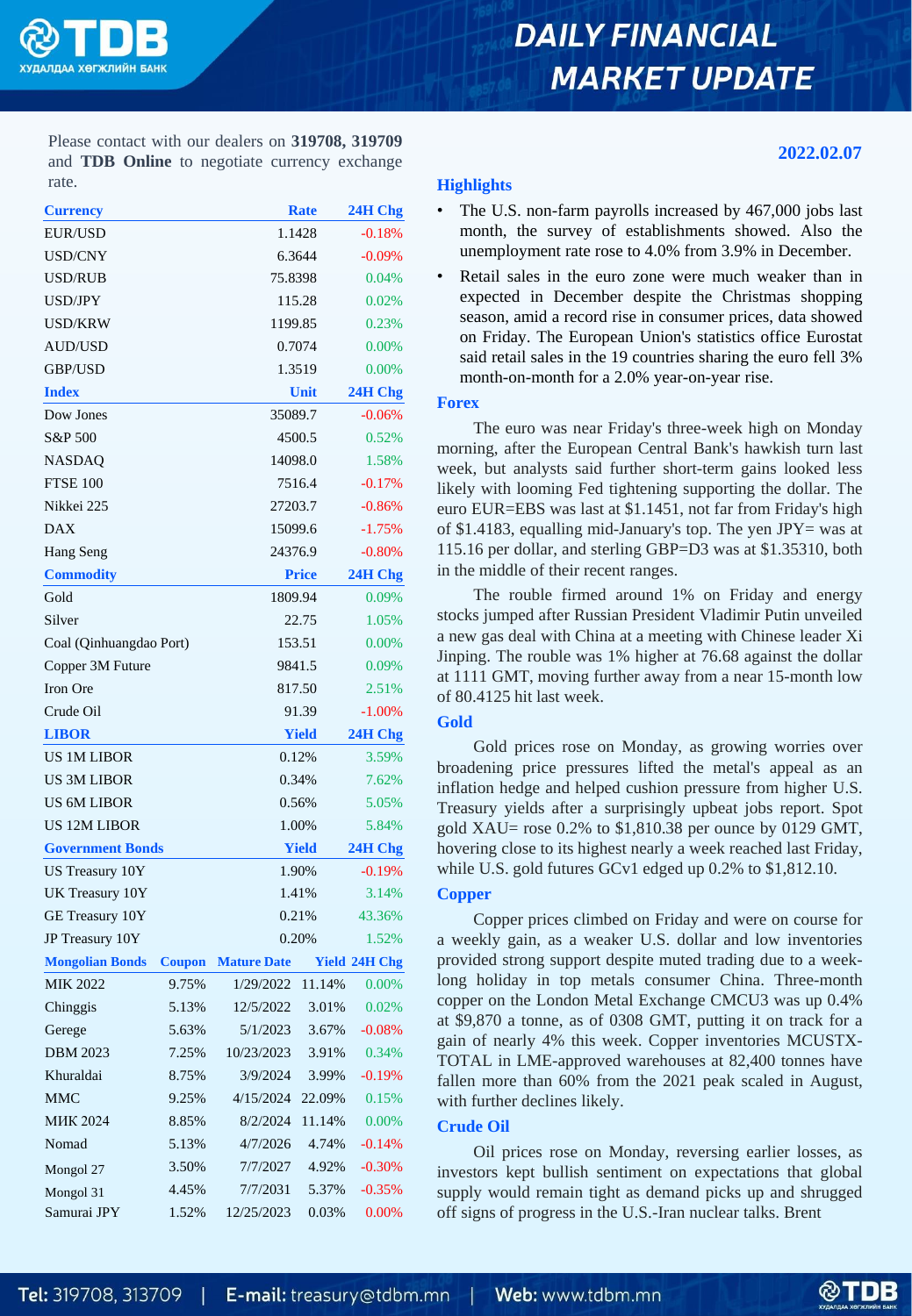# DAILY FINANCIAL MARKET UPDATE

Please contact with our dealers on **319708, 319709** and **TDB Online** to negotiate currency exchange rate.

**2022.02.07**

| Currency | Rate | 24H Chg |
|---|---|---|
| EUR/USD | 1.1428 | -0.18% |
| USD/CNY | 6.3644 | -0.09% |
| USD/RUB | 75.8398 | 0.04% |
| USD/JPY | 115.28 | 0.02% |
| USD/KRW | 1199.85 | 0.23% |
| AUD/USD | 0.7074 | 0.00% |
| GBP/USD | 1.3519 | 0.00% |
| **Index** | **Unit** | **24H Chg** |
| Dow Jones | 35089.7 | -0.06% |
| S&P 500 | 4500.5 | 0.52% |
| NASDAQ | 14098.0 | 1.58% |
| FTSE 100 | 7516.4 | -0.17% |
| Nikkei 225 | 27203.7 | -0.86% |
| DAX | 15099.6 | -1.75% |
| Hang Seng | 24376.9 | -0.80% |
| **Commodity** | **Price** | **24H Chg** |
| Gold | 1809.94 | 0.09% |
| Silver | 22.75 | 1.05% |
| Coal (Qinhuangdao Port) | 153.51 | 0.00% |
| Copper 3M Future | 9841.5 | 0.09% |
| Iron Ore | 817.50 | 2.51% |
| Crude Oil | 91.39 | -1.00% |
| **LIBOR** | **Yield** | **24H Chg** |
| US 1M LIBOR | 0.12% | 3.59% |
| US 3M LIBOR | 0.34% | 7.62% |
| US 6M LIBOR | 0.56% | 5.05% |
| US 12M LIBOR | 1.00% | 5.84% |
| **Government Bonds** | **Yield** | **24H Chg** |
| US Treasury 10Y | 1.90% | -0.19% |
| UK Treasury 10Y | 1.41% | 3.14% |
| GE Treasury 10Y | 0.21% | 43.36% |
| JP Treasury 10Y | 0.20% | 1.52% |

| Mongolian Bonds | Coupon | Mature Date | Yield | 24H Chg |
|---|---|---|---|---|
| MIK 2022 | 9.75% | 1/29/2022 | 11.14% | 0.00% |
| Chinggis | 5.13% | 12/5/2022 | 3.01% | 0.02% |
| Gerege | 5.63% | 5/1/2023 | 3.67% | -0.08% |
| DBM 2023 | 7.25% | 10/23/2023 | 3.91% | 0.34% |
| Khuraldai | 8.75% | 3/9/2024 | 3.99% | -0.19% |
| MMC | 9.25% | 4/15/2024 | 22.09% | 0.15% |
| МИК 2024 | 8.85% | 8/2/2024 | 11.14% | 0.00% |
| Nomad | 5.13% | 4/7/2026 | 4.74% | -0.14% |
| Mongol 27 | 3.50% | 7/7/2027 | 4.92% | -0.30% |
| Mongol 31 | 4.45% | 7/7/2031 | 5.37% | -0.35% |
| Samurai JPY | 1.52% | 12/25/2023 | 0.03% | 0.00% |

## Highlights

- The U.S. non-farm payrolls increased by 467,000 jobs last month, the survey of establishments showed. Also the unemployment rate rose to 4.0% from 3.9% in December.
- Retail sales in the euro zone were much weaker than in expected in December despite the Christmas shopping season, amid a record rise in consumer prices, data showed on Friday. The European Union's statistics office Eurostat said retail sales in the 19 countries sharing the euro fell 3% month-on-month for a 2.0% year-on-year rise.

## Forex

The euro was near Friday's three-week high on Monday morning, after the European Central Bank's hawkish turn last week, but analysts said further short-term gains looked less likely with looming Fed tightening supporting the dollar. The euro EUR=EBS was last at $1.1451, not far from Friday's high of $1.4183, equalling mid-January's top. The yen JPY= was at 115.16 per dollar, and sterling GBP=D3 was at $1.35310, both in the middle of their recent ranges.

The rouble firmed around 1% on Friday and energy stocks jumped after Russian President Vladimir Putin unveiled a new gas deal with China at a meeting with Chinese leader Xi Jinping. The rouble was 1% higher at 76.68 against the dollar at 1111 GMT, moving further away from a near 15-month low of 80.4125 hit last week.

## Gold

Gold prices rose on Monday, as growing worries over broadening price pressures lifted the metal's appeal as an inflation hedge and helped cushion pressure from higher U.S. Treasury yields after a surprisingly upbeat jobs report. Spot gold XAU= rose 0.2% to $1,810.38 per ounce by 0129 GMT, hovering close to its highest nearly a week reached last Friday, while U.S. gold futures GCv1 edged up 0.2% to $1,812.10.

## Copper

Copper prices climbed on Friday and were on course for a weekly gain, as a weaker U.S. dollar and low inventories provided strong support despite muted trading due to a week-long holiday in top metals consumer China. Three-month copper on the London Metal Exchange CMCU3 was up 0.4% at $9,870 a tonne, as of 0308 GMT, putting it on track for a gain of nearly 4% this week. Copper inventories MCUSTX-TOTAL in LME-approved warehouses at 82,400 tonnes have fallen more than 60% from the 2021 peak scaled in August, with further declines likely.

## Crude Oil

Oil prices rose on Monday, reversing earlier losses, as investors kept bullish sentiment on expectations that global supply would remain tight as demand picks up and shrugged off signs of progress in the U.S.-Iran nuclear talks. Brent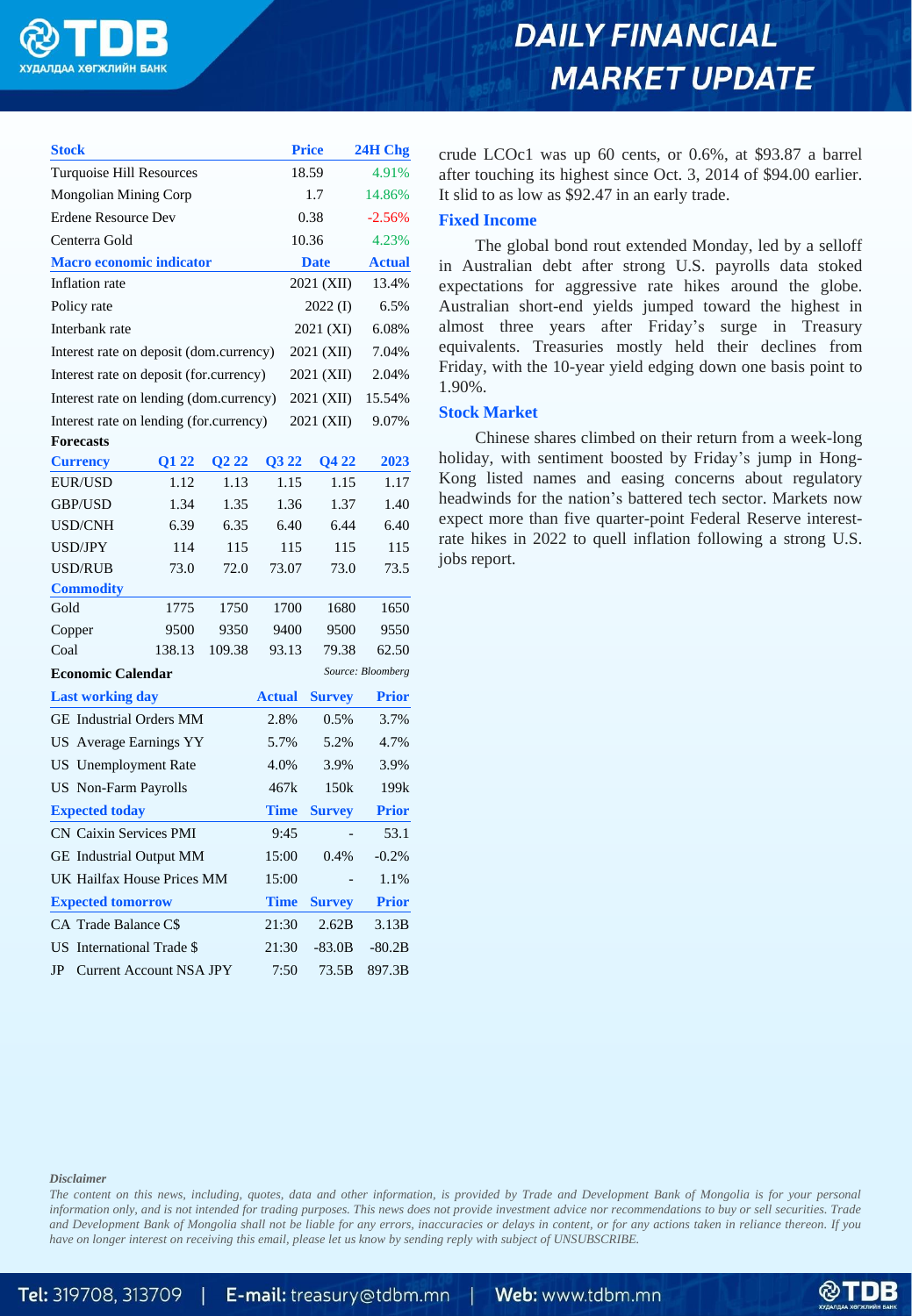# DAILY FINANCIAL MARKET UPDATE

| Stock | Price | 24H Chg |
|---|---|---|
| Turquoise Hill Resources | 18.59 | 4.91% |
| Mongolian Mining Corp | 1.7 | 14.86% |
| Erdene Resource Dev | 0.38 | -2.56% |
| Centerra Gold | 10.36 | 4.23% |
| **Macro economic indicator** | **Date** | **Actual** |
| Inflation rate | 2021 (XII) | 13.4% |
| Policy rate | 2022 (I) | 6.5% |
| Interbank rate | 2021 (XI) | 6.08% |
| Interest rate on deposit (dom.currency) | 2021 (XII) | 7.04% |
| Interest rate on deposit (for.currency) | 2021 (XII) | 2.04% |
| Interest rate on lending (dom.currency) | 2021 (XII) | 15.54% |
| Interest rate on lending (for.currency) | 2021 (XII) | 9.07% |

**Forecasts**

| Currency | Q1 22 | Q2 22 | Q3 22 | Q4 22 | 2023 |
|---|---|---|---|---|---|
| EUR/USD | 1.12 | 1.13 | 1.15 | 1.15 | 1.17 |
| GBP/USD | 1.34 | 1.35 | 1.36 | 1.37 | 1.40 |
| USD/CNH | 6.39 | 6.35 | 6.40 | 6.44 | 6.40 |
| USD/JPY | 114 | 115 | 115 | 115 | 115 |
| USD/RUB | 73.0 | 72.0 | 73.07 | 73.0 | 73.5 |
| **Commodity** | | | | | |
| Gold | 1775 | 1750 | 1700 | 1680 | 1650 |
| Copper | 9500 | 9350 | 9400 | 9500 | 9550 |
| Coal | 138.13 | 109.38 | 93.13 | 79.38 | 62.50 |

**Economic Calendar** *Source: Bloomberg*

| Last working day | Actual | Survey | Prior |
|---|---|---|---|
| GE Industrial Orders MM | 2.8% | 0.5% | 3.7% |
| US Average Earnings YY | 5.7% | 5.2% | 4.7% |
| US Unemployment Rate | 4.0% | 3.9% | 3.9% |
| US Non-Farm Payrolls | 467k | 150k | 199k |
| **Expected today** | **Time** | **Survey** | **Prior** |
| CN Caixin Services PMI | 9:45 | - | 53.1 |
| GE Industrial Output MM | 15:00 | 0.4% | -0.2% |
| UK Hailfax House Prices MM | 15:00 | - | 1.1% |
| **Expected tomorrow** | **Time** | **Survey** | **Prior** |
| CA Trade Balance C$ | 21:30 | 2.62B | 3.13B |
| US International Trade $ | 21:30 | -83.0B | -80.2B |
| JP Current Account NSA JPY | 7:50 | 73.5B | 897.3B |

crude LCOc1 was up 60 cents, or 0.6%, at $93.87 a barrel after touching its highest since Oct. 3, 2014 of $94.00 earlier. It slid to as low as $92.47 in an early trade.

## Fixed Income

The global bond rout extended Monday, led by a selloff in Australian debt after strong U.S. payrolls data stoked expectations for aggressive rate hikes around the globe. Australian short-end yields jumped toward the highest in almost three years after Friday's surge in Treasury equivalents. Treasuries mostly held their declines from Friday, with the 10-year yield edging down one basis point to 1.90%.

## Stock Market

Chinese shares climbed on their return from a week-long holiday, with sentiment boosted by Friday's jump in Hong-Kong listed names and easing concerns about regulatory headwinds for the nation's battered tech sector. Markets now expect more than five quarter-point Federal Reserve interest-rate hikes in 2022 to quell inflation following a strong U.S. jobs report.

***Disclaimer***

*The content on this news, including, quotes, data and other information, is provided by Trade and Development Bank of Mongolia is for your personal information only, and is not intended for trading purposes. This news does not provide investment advice nor recommendations to buy or sell securities. Trade and Development Bank of Mongolia shall not be liable for any errors, inaccuracies or delays in content, or for any actions taken in reliance thereon. If you have on longer interest on receiving this email, please let us know by sending reply with subject of UNSUBSCRIBE.*

**Tel:** 319708, 313709 | **E-mail:** treasury@tdbm.mn | **Web:** www.tdbm.mn